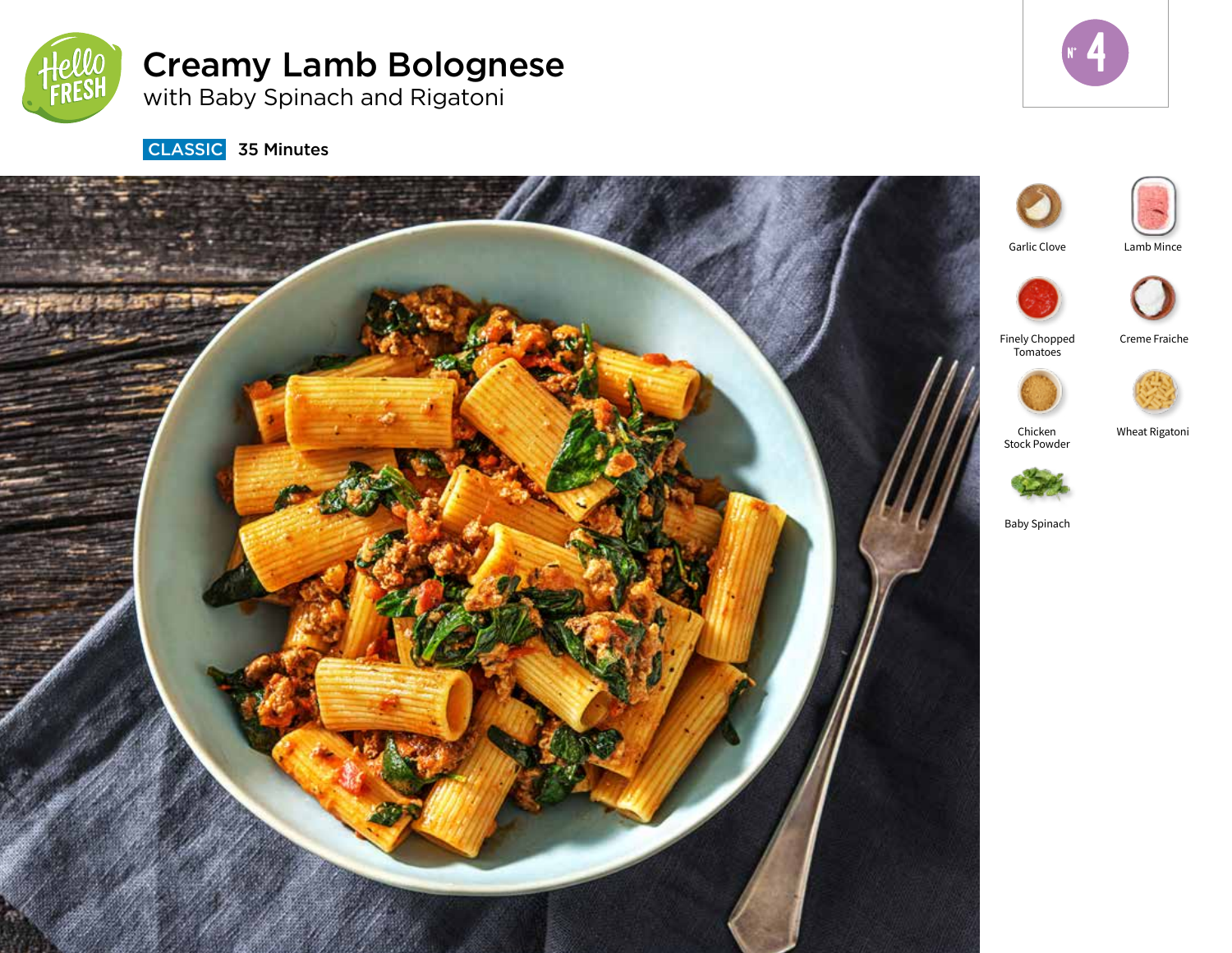# Creamy Lamb Bolognese

with Baby Spinach and Rigatoni

N° 4

**CLASSIC** 35 Minutes

- Garlic Clove
- Lamb Mince
- Finely Chopped Tomatoes
- Creme Fraiche
- Chicken Stock Powder
- Wheat Rigatoni
- Baby Spinach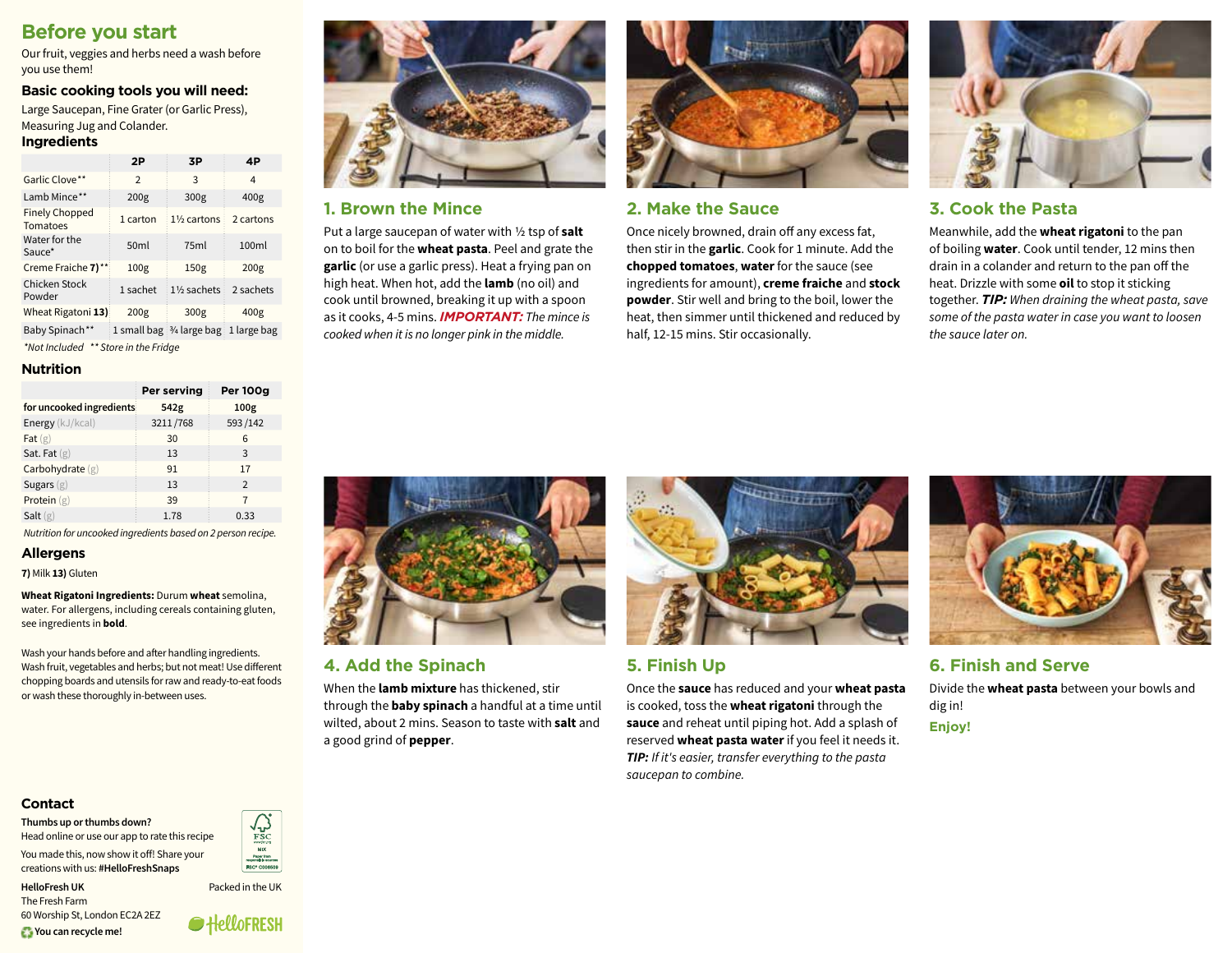## Before you start

Our fruit, veggies and herbs need a wash before you use them!

### Basic cooking tools you will need:

Large Saucepan, Fine Grater (or Garlic Press), Measuring Jug and Colander.

### Ingredients

| | 2P | 3P | 4P |
|---|---|---|---|
| Garlic Clove** | 2 | 3 | 4 |
| Lamb Mince** | 200g | 300g | 400g |
| Finely Chopped Tomatoes | 1 carton | 1½ cartons | 2 cartons |
| Water for the Sauce* | 50ml | 75ml | 100ml |
| Creme Fraiche 7)** | 100g | 150g | 200g |
| Chicken Stock Powder | 1 sachet | 1½ sachets | 2 sachets |
| Wheat Rigatoni 13) | 200g | 300g | 400g |
| Baby Spinach** | 1 small bag | ¾ large bag | 1 large bag |

*Not Included  ** Store in the Fridge*

### Nutrition

| | Per serving | Per 100g |
|---|---|---|
| for uncooked ingredients | 542g | 100g |
| Energy (kJ/kcal) | 3211 /768 | 593 /142 |
| Fat (g) | 30 | 6 |
| Sat. Fat (g) | 13 | 3 |
| Carbohydrate (g) | 91 | 17 |
| Sugars (g) | 13 | 2 |
| Protein (g) | 39 | 7 |
| Salt (g) | 1.78 | 0.33 |

*Nutrition for uncooked ingredients based on 2 person recipe.*

### Allergens

**7)** Milk **13)** Gluten

**Wheat Rigatoni Ingredients:** Durum **wheat** semolina, water. For allergens, including cereals containing gluten, see ingredients in **bold**.

Wash your hands before and after handling ingredients. Wash fruit, vegetables and herbs; but not meat! Use different chopping boards and utensils for raw and ready-to-eat foods or wash these thoroughly in-between uses.

## 1. Brown the Mince

Put a large saucepan of water with ½ tsp of **salt** on to boil for the **wheat pasta**. Peel and grate the **garlic** (or use a garlic press). Heat a frying pan on high heat. When hot, add the **lamb** (no oil) and cook until browned, breaking it up with a spoon as it cooks, 4-5 mins. ***IMPORTANT:*** *The mince is cooked when it is no longer pink in the middle.*

## 2. Make the Sauce

Once nicely browned, drain off any excess fat, then stir in the **garlic**. Cook for 1 minute. Add the **chopped tomatoes**, **water** for the sauce (see ingredients for amount), **creme fraiche** and **stock powder**. Stir well and bring to the boil, lower the heat, then simmer until thickened and reduced by half, 12-15 mins. Stir occasionally.

## 3. Cook the Pasta

Meanwhile, add the **wheat rigatoni** to the pan of boiling **water**. Cook until tender, 12 mins then drain in a colander and return to the pan off the heat. Drizzle with some **oil** to stop it sticking together. ***TIP:*** *When draining the wheat pasta, save some of the pasta water in case you want to loosen the sauce later on.*

## 4. Add the Spinach

When the **lamb mixture** has thickened, stir through the **baby spinach** a handful at a time until wilted, about 2 mins. Season to taste with **salt** and a good grind of **pepper**.

## 5. Finish Up

Once the **sauce** has reduced and your **wheat pasta** is cooked, toss the **wheat rigatoni** through the **sauce** and reheat until piping hot. Add a splash of reserved **wheat pasta water** if you feel it needs it. ***TIP:*** *If it's easier, transfer everything to the pasta saucepan to combine.*

## 6. Finish and Serve

Divide the **wheat pasta** between your bowls and dig in!

**Enjoy!**

### Contact

**Thumbs up or thumbs down?**
Head online or use our app to rate this recipe

You made this, now show it off! Share your creations with us: **#HelloFreshSnaps**

**HelloFresh UK**
The Fresh Farm
60 Worship St, London EC2A 2EZ

Packed in the UK

**You can recycle me!**